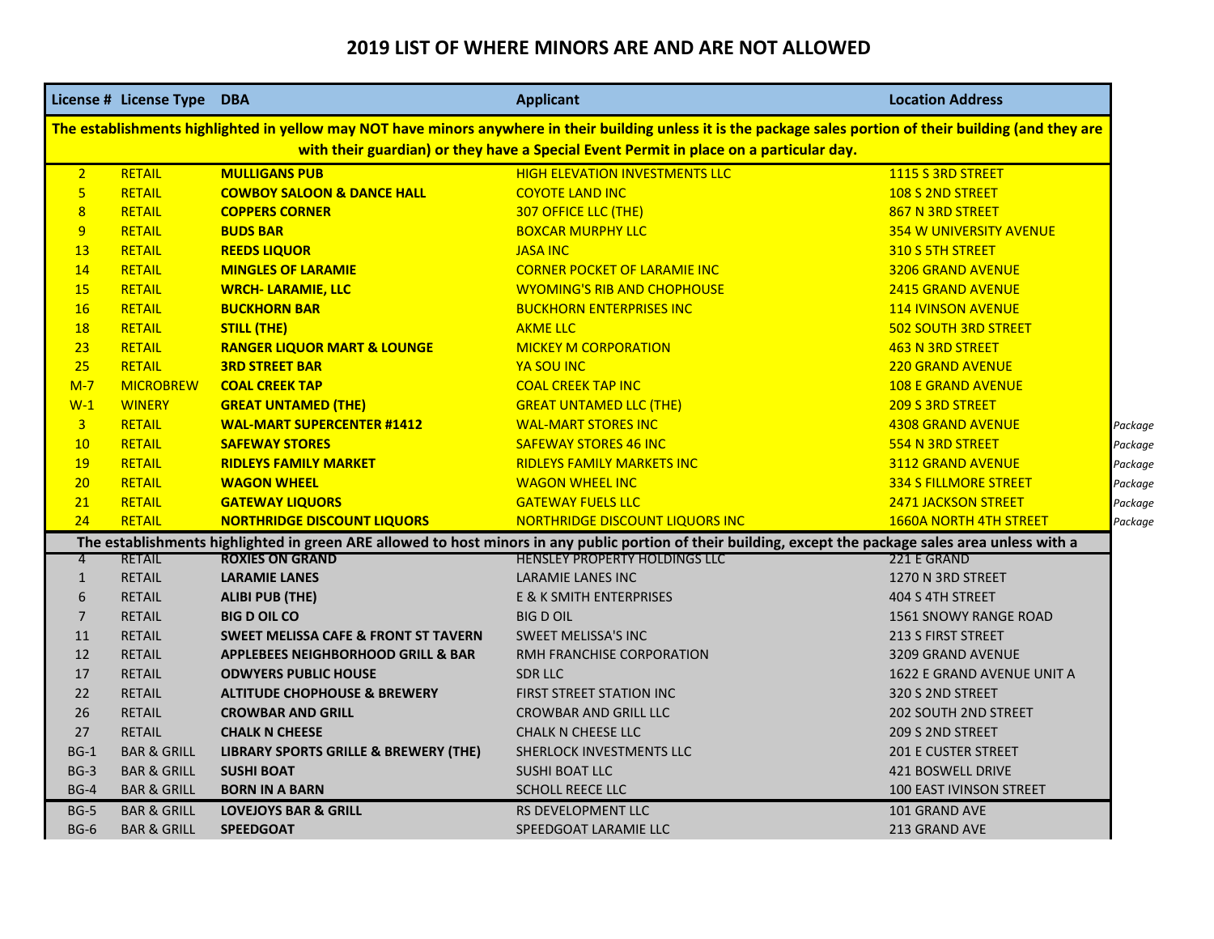# 2019 LIST OF WHERE MINORS ARE AND ARE NOT ALLOWED

| License # | License Type | DBA | Applicant | Location Address | |
|---|---|---|---|---|---|
| **The establishments highlighted in yellow may NOT have minors anywhere in their building unless it is the package sales portion of their building (and they are with their guardian) or they have a Special Event Permit in place on a particular day.** | | | | | |
| 2 | RETAIL | **MULLIGANS PUB** | HIGH ELEVATION INVESTMENTS LLC | 1115 S 3RD STREET | |
| 5 | RETAIL | **COWBOY SALOON & DANCE HALL** | COYOTE LAND INC | 108 S 2ND STREET | |
| 8 | RETAIL | **COPPERS CORNER** | 307 OFFICE LLC (THE) | 867 N 3RD STREET | |
| 9 | RETAIL | **BUDS BAR** | BOXCAR MURPHY LLC | 354 W UNIVERSITY AVENUE | |
| 13 | RETAIL | **REEDS LIQUOR** | JASA INC | 310 S 5TH STREET | |
| 14 | RETAIL | **MINGLES OF LARAMIE** | CORNER POCKET OF LARAMIE INC | 3206 GRAND AVENUE | |
| 15 | RETAIL | **WRCH- LARAMIE, LLC** | WYOMING'S RIB AND CHOPHOUSE | 2415 GRAND AVENUE | |
| 16 | RETAIL | **BUCKHORN BAR** | BUCKHORN ENTERPRISES INC | 114 IVINSON AVENUE | |
| 18 | RETAIL | **STILL (THE)** | AKME LLC | 502 SOUTH 3RD STREET | |
| 23 | RETAIL | **RANGER LIQUOR MART & LOUNGE** | MICKEY M CORPORATION | 463 N 3RD STREET | |
| 25 | RETAIL | **3RD STREET BAR** | YA SOU INC | 220 GRAND AVENUE | |
| M-7 | MICROBREW | **COAL CREEK TAP** | COAL CREEK TAP INC | 108 E GRAND AVENUE | |
| W-1 | WINERY | **GREAT UNTAMED (THE)** | GREAT UNTAMED LLC (THE) | 209 S 3RD STREET | |
| 3 | RETAIL | **WAL-MART SUPERCENTER #1412** | WAL-MART STORES INC | 4308 GRAND AVENUE | *Package* |
| 10 | RETAIL | **SAFEWAY STORES** | SAFEWAY STORES 46 INC | 554 N 3RD STREET | *Package* |
| 19 | RETAIL | **RIDLEYS FAMILY MARKET** | RIDLEYS FAMILY MARKETS INC | 3112 GRAND AVENUE | *Package* |
| 20 | RETAIL | **WAGON WHEEL** | WAGON WHEEL INC | 334 S FILLMORE STREET | *Package* |
| 21 | RETAIL | **GATEWAY LIQUORS** | GATEWAY FUELS LLC | 2471 JACKSON STREET | *Package* |
| 24 | RETAIL | **NORTHRIDGE DISCOUNT LIQUORS** | NORTHRIDGE DISCOUNT LIQUORS INC | 1660A NORTH 4TH STREET | *Package* |
| **The establishments highlighted in green ARE allowed to host minors in any public portion of their building, except the package sales area unless with a** | | | | | |
| 4 | RETAIL | **ROXIES ON GRAND** | HENSLEY PROPERTY HOLDINGS LLC | 221 E GRAND | |
| 1 | RETAIL | **LARAMIE LANES** | LARAMIE LANES INC | 1270 N 3RD STREET | |
| 6 | RETAIL | **ALIBI PUB (THE)** | E & K SMITH ENTERPRISES | 404 S 4TH STREET | |
| 7 | RETAIL | **BIG D OIL CO** | BIG D OIL | 1561 SNOWY RANGE ROAD | |
| 11 | RETAIL | **SWEET MELISSA CAFE & FRONT ST TAVERN** | SWEET MELISSA'S INC | 213 S FIRST STREET | |
| 12 | RETAIL | **APPLEBEES NEIGHBORHOOD GRILL & BAR** | RMH FRANCHISE CORPORATION | 3209 GRAND AVENUE | |
| 17 | RETAIL | **ODWYERS PUBLIC HOUSE** | SDR LLC | 1622 E GRAND AVENUE UNIT A | |
| 22 | RETAIL | **ALTITUDE CHOPHOUSE & BREWERY** | FIRST STREET STATION INC | 320 S 2ND STREET | |
| 26 | RETAIL | **CROWBAR AND GRILL** | CROWBAR AND GRILL LLC | 202 SOUTH 2ND STREET | |
| 27 | RETAIL | **CHALK N CHEESE** | CHALK N CHEESE LLC | 209 S 2ND STREET | |
| BG-1 | BAR & GRILL | **LIBRARY SPORTS GRILLE & BREWERY (THE)** | SHERLOCK INVESTMENTS LLC | 201 E CUSTER STREET | |
| BG-3 | BAR & GRILL | **SUSHI BOAT** | SUSHI BOAT LLC | 421 BOSWELL DRIVE | |
| BG-4 | BAR & GRILL | **BORN IN A BARN** | SCHOLL REECE LLC | 100 EAST IVINSON STREET | |
| BG-5 | BAR & GRILL | **LOVEJOYS BAR & GRILL** | RS DEVELOPMENT LLC | 101 GRAND AVE | |
| BG-6 | BAR & GRILL | **SPEEDGOAT** | SPEEDGOAT LARAMIE LLC | 213 GRAND AVE | |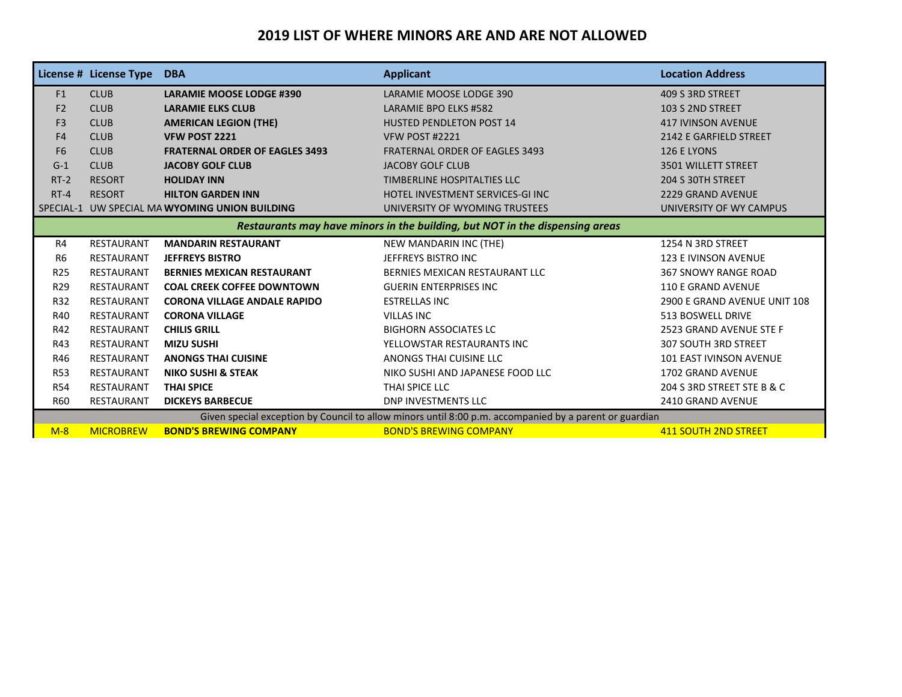## 2019 LIST OF WHERE MINORS ARE AND ARE NOT ALLOWED

| License # | License Type | DBA | Applicant | Location Address |
|---|---|---|---|---|
| F1 | CLUB | **LARAMIE MOOSE LODGE #390** | LARAMIE MOOSE LODGE 390 | 409 S 3RD STREET |
| F2 | CLUB | **LARAMIE ELKS CLUB** | LARAMIE BPO ELKS #582 | 103 S 2ND STREET |
| F3 | CLUB | **AMERICAN LEGION (THE)** | HUSTED PENDLETON POST 14 | 417 IVINSON AVENUE |
| F4 | CLUB | **VFW POST 2221** | VFW POST #2221 | 2142 E GARFIELD STREET |
| F6 | CLUB | **FRATERNAL ORDER OF EAGLES 3493** | FRATERNAL ORDER OF EAGLES 3493 | 126 E LYONS |
| G-1 | CLUB | **JACOBY GOLF CLUB** | JACOBY GOLF CLUB | 3501 WILLETT STREET |
| RT-2 | RESORT | **HOLIDAY INN** | TIMBERLINE HOSPITALTIES LLC | 204 S 30TH STREET |
| RT-4 | RESORT | **HILTON GARDEN INN** | HOTEL INVESTMENT SERVICES-GI INC | 2229 GRAND AVENUE |
| SPECIAL-1 | UW SPECIAL MA | **WYOMING UNION BUILDING** | UNIVERSITY OF WYOMING TRUSTEES | UNIVERSITY OF WY CAMPUS |
| ***Restaurants may have minors in the building, but NOT in the dispensing areas*** | | | | |
| R4 | RESTAURANT | **MANDARIN RESTAURANT** | NEW MANDARIN INC (THE) | 1254 N 3RD STREET |
| R6 | RESTAURANT | **JEFFREYS BISTRO** | JEFFREYS BISTRO INC | 123 E IVINSON AVENUE |
| R25 | RESTAURANT | **BERNIES MEXICAN RESTAURANT** | BERNIES MEXICAN RESTAURANT LLC | 367 SNOWY RANGE ROAD |
| R29 | RESTAURANT | **COAL CREEK COFFEE DOWNTOWN** | GUERIN ENTERPRISES INC | 110 E GRAND AVENUE |
| R32 | RESTAURANT | **CORONA VILLAGE ANDALE RAPIDO** | ESTRELLAS INC | 2900 E GRAND AVENUE UNIT 108 |
| R40 | RESTAURANT | **CORONA VILLAGE** | VILLAS INC | 513 BOSWELL DRIVE |
| R42 | RESTAURANT | **CHILIS GRILL** | BIGHORN ASSOCIATES LC | 2523 GRAND AVENUE STE F |
| R43 | RESTAURANT | **MIZU SUSHI** | YELLOWSTAR RESTAURANTS INC | 307 SOUTH 3RD STREET |
| R46 | RESTAURANT | **ANONGS THAI CUISINE** | ANONGS THAI CUISINE LLC | 101 EAST IVINSON AVENUE |
| R53 | RESTAURANT | **NIKO SUSHI & STEAK** | NIKO SUSHI AND JAPANESE FOOD LLC | 1702 GRAND AVENUE |
| R54 | RESTAURANT | **THAI SPICE** | THAI SPICE LLC | 204 S 3RD STREET STE B & C |
| R60 | RESTAURANT | **DICKEYS BARBECUE** | DNP INVESTMENTS LLC | 2410 GRAND AVENUE |
| Given special exception by Council to allow minors until 8:00 p.m. accompanied by a parent or guardian | | | | |
| M-8 | MICROBREW | **BOND'S BREWING COMPANY** | BOND'S BREWING COMPANY | 411 SOUTH 2ND STREET |